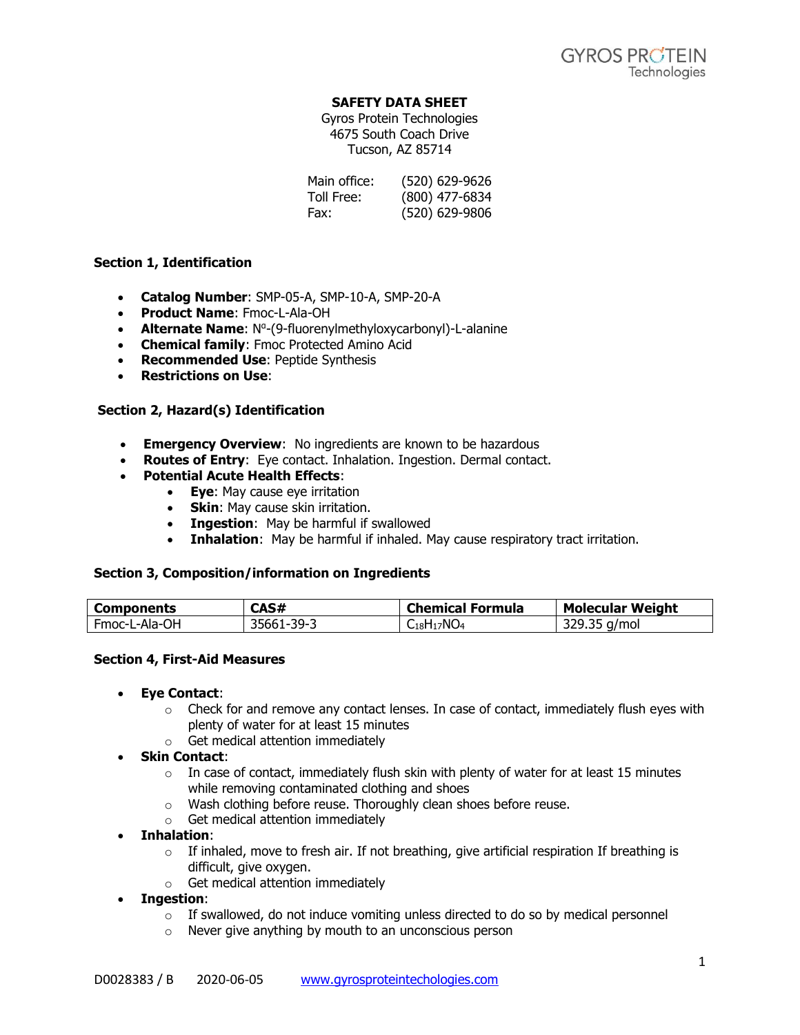# SAFETY DATA SHEET

Gyros Protein Technologies
4675 South Coach Drive
Tucson, AZ 85714

Main office: (520) 629-9626
Toll Free: (800) 477-6834
Fax: (520) 629-9806

## Section 1, Identification

- **Catalog Number**: SMP-05-A, SMP-10-A, SMP-20-A
- **Product Name**: Fmoc-L-Ala-OH
- **Alternate Name**: $N^{\alpha}$-(9-fluorenylmethyloxycarbonyl)-L-alanine
- **Chemical family**: Fmoc Protected Amino Acid
- **Recommended Use**: Peptide Synthesis
- **Restrictions on Use**:

## Section 2, Hazard(s) Identification

- **Emergency Overview**: No ingredients are known to be hazardous
- **Routes of Entry**: Eye contact. Inhalation. Ingestion. Dermal contact.
- **Potential Acute Health Effects**:
  - **Eye**: May cause eye irritation
  - **Skin**: May cause skin irritation.
  - **Ingestion**: May be harmful if swallowed
  - **Inhalation**: May be harmful if inhaled. May cause respiratory tract irritation.

## Section 3, Composition/information on Ingredients

| Components | CAS# | Chemical Formula | Molecular Weight |
|---|---|---|---|
| Fmoc-L-Ala-OH | 35661-39-3 | $C_{18}H_{17}NO_4$ | 329.35 g/mol |

## Section 4, First-Aid Measures

- **Eye Contact**:
  - Check for and remove any contact lenses. In case of contact, immediately flush eyes with plenty of water for at least 15 minutes
  - Get medical attention immediately
- **Skin Contact**:
  - In case of contact, immediately flush skin with plenty of water for at least 15 minutes while removing contaminated clothing and shoes
  - Wash clothing before reuse. Thoroughly clean shoes before reuse.
  - Get medical attention immediately
- **Inhalation**:
  - If inhaled, move to fresh air. If not breathing, give artificial respiration If breathing is difficult, give oxygen.
  - Get medical attention immediately
- **Ingestion**:
  - If swallowed, do not induce vomiting unless directed to do so by medical personnel
  - Never give anything by mouth to an unconscious person

D0028383 / B 2020-06-05 www.gyrosproteintechologies.com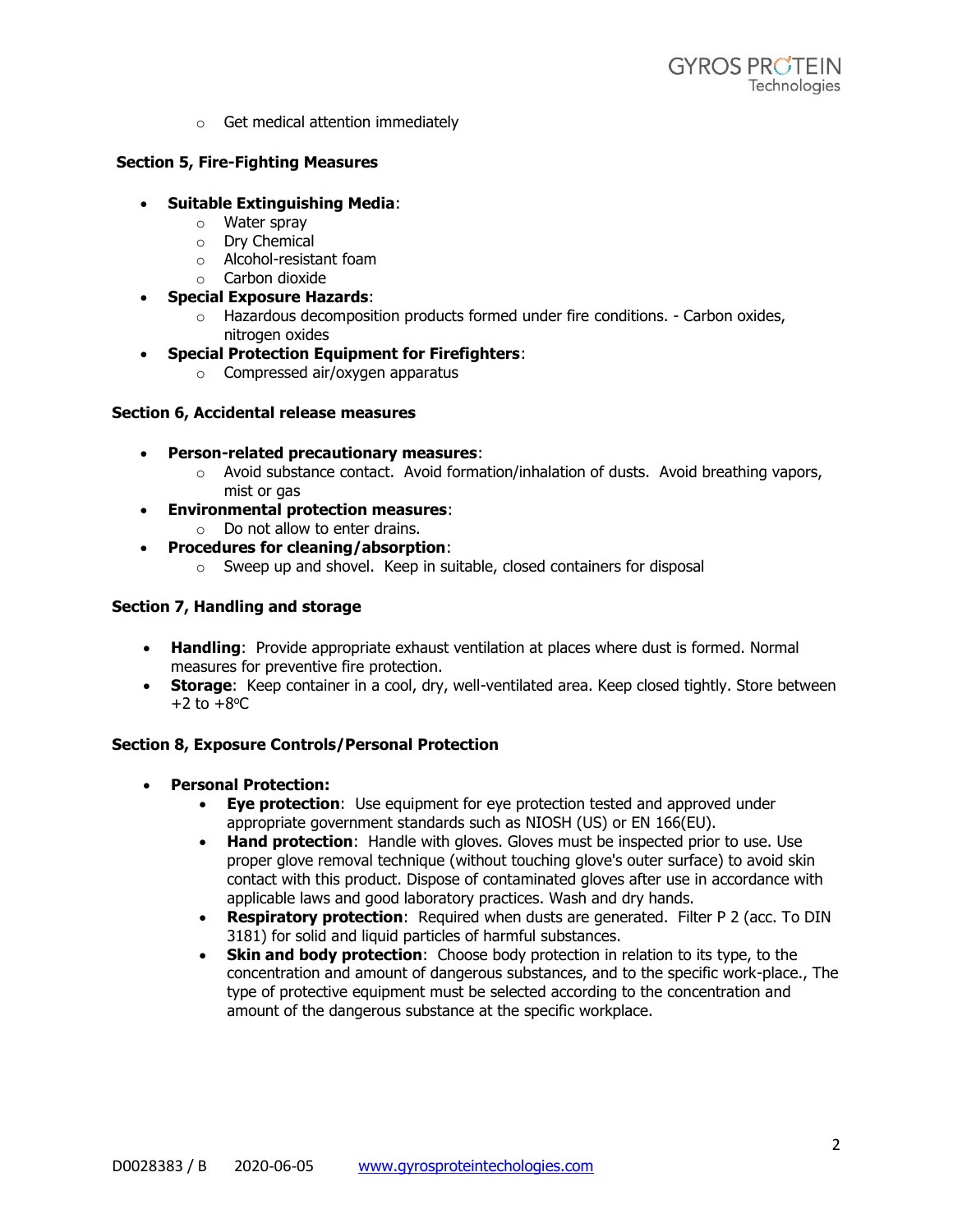- Get medical attention immediately

### Section 5, Fire-Fighting Measures

- **Suitable Extinguishing Media**:
  - Water spray
  - Dry Chemical
  - Alcohol-resistant foam
  - Carbon dioxide
- **Special Exposure Hazards**:
  - Hazardous decomposition products formed under fire conditions. - Carbon oxides, nitrogen oxides
- **Special Protection Equipment for Firefighters**:
  - Compressed air/oxygen apparatus

### Section 6, Accidental release measures

- **Person-related precautionary measures**:
  - Avoid substance contact. Avoid formation/inhalation of dusts. Avoid breathing vapors, mist or gas
- **Environmental protection measures**:
  - Do not allow to enter drains.
- **Procedures for cleaning/absorption**:
  - Sweep up and shovel. Keep in suitable, closed containers for disposal

### Section 7, Handling and storage

- **Handling**: Provide appropriate exhaust ventilation at places where dust is formed. Normal measures for preventive fire protection.
- **Storage**: Keep container in a cool, dry, well-ventilated area. Keep closed tightly. Store between +2 to +8°C

### Section 8, Exposure Controls/Personal Protection

- **Personal Protection:**
  - **Eye protection**: Use equipment for eye protection tested and approved under appropriate government standards such as NIOSH (US) or EN 166(EU).
  - **Hand protection**: Handle with gloves. Gloves must be inspected prior to use. Use proper glove removal technique (without touching glove's outer surface) to avoid skin contact with this product. Dispose of contaminated gloves after use in accordance with applicable laws and good laboratory practices. Wash and dry hands.
  - **Respiratory protection**: Required when dusts are generated. Filter P 2 (acc. To DIN 3181) for solid and liquid particles of harmful substances.
  - **Skin and body protection**: Choose body protection in relation to its type, to the concentration and amount of dangerous substances, and to the specific work-place., The type of protective equipment must be selected according to the concentration and amount of the dangerous substance at the specific workplace.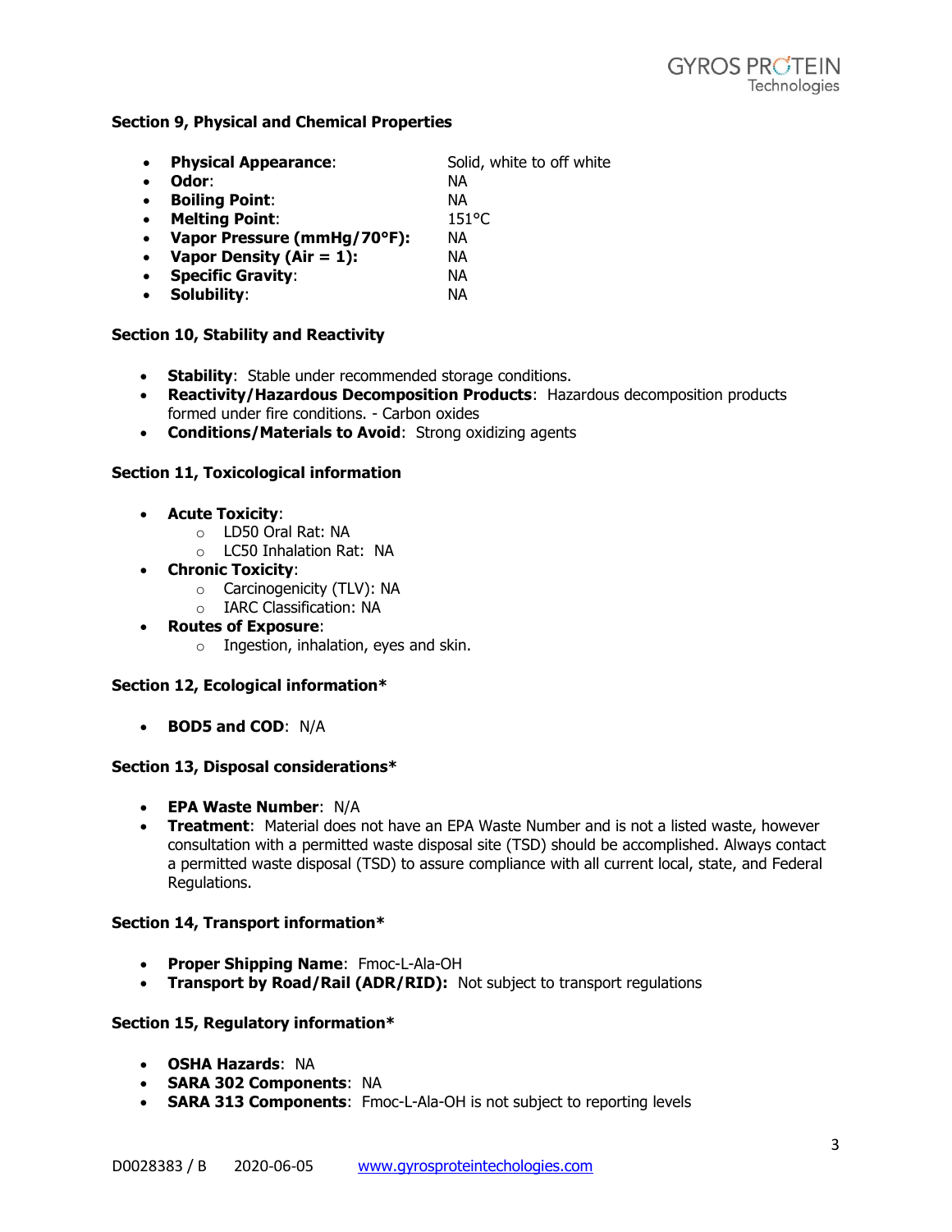### Section 9, Physical and Chemical Properties

- **Physical Appearance**: Solid, white to off white
- **Odor**: NA
- **Boiling Point**: NA
- **Melting Point**: 151°C
- **Vapor Pressure (mmHg/70°F):** NA
- **Vapor Density (Air = 1):** NA
- **Specific Gravity**: NA
- **Solubility**: NA

### Section 10, Stability and Reactivity

- **Stability**: Stable under recommended storage conditions.
- **Reactivity/Hazardous Decomposition Products**: Hazardous decomposition products formed under fire conditions. - Carbon oxides
- **Conditions/Materials to Avoid**: Strong oxidizing agents

### Section 11, Toxicological information

- **Acute Toxicity**:
  - LD50 Oral Rat: NA
  - LC50 Inhalation Rat: NA
- **Chronic Toxicity**:
  - Carcinogenicity (TLV): NA
  - IARC Classification: NA
- **Routes of Exposure**:
  - Ingestion, inhalation, eyes and skin.

### Section 12, Ecological information*

- **BOD5 and COD**: N/A

### Section 13, Disposal considerations*

- **EPA Waste Number**: N/A
- **Treatment**: Material does not have an EPA Waste Number and is not a listed waste, however consultation with a permitted waste disposal site (TSD) should be accomplished. Always contact a permitted waste disposal (TSD) to assure compliance with all current local, state, and Federal Regulations.

### Section 14, Transport information*

- **Proper Shipping Name**: Fmoc-L-Ala-OH
- **Transport by Road/Rail (ADR/RID):** Not subject to transport regulations

### Section 15, Regulatory information*

- **OSHA Hazards**: NA
- **SARA 302 Components**: NA
- **SARA 313 Components**: Fmoc-L-Ala-OH is not subject to reporting levels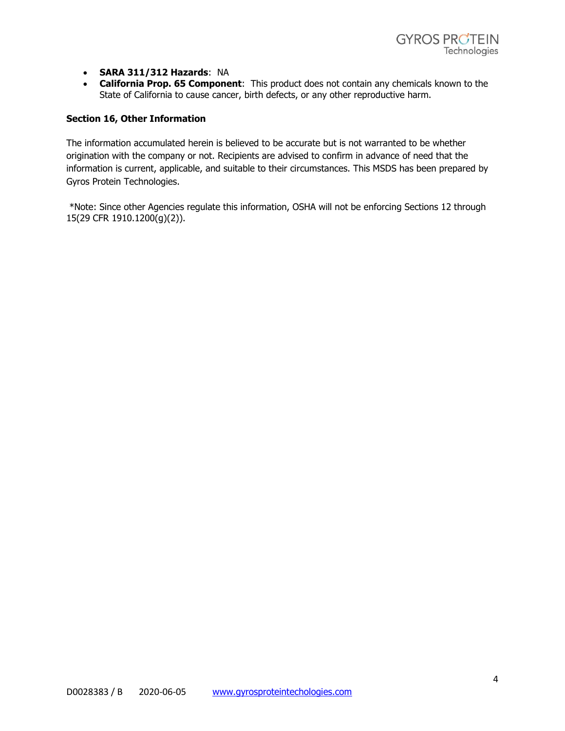- **SARA 311/312 Hazards**: NA
- **California Prop. 65 Component**: This product does not contain any chemicals known to the State of California to cause cancer, birth defects, or any other reproductive harm.

**Section 16, Other Information**

The information accumulated herein is believed to be accurate but is not warranted to be whether origination with the company or not. Recipients are advised to confirm in advance of need that the information is current, applicable, and suitable to their circumstances. This MSDS has been prepared by Gyros Protein Technologies.

*Note: Since other Agencies regulate this information, OSHA will not be enforcing Sections 12 through 15(29 CFR 1910.1200(g)(2)).